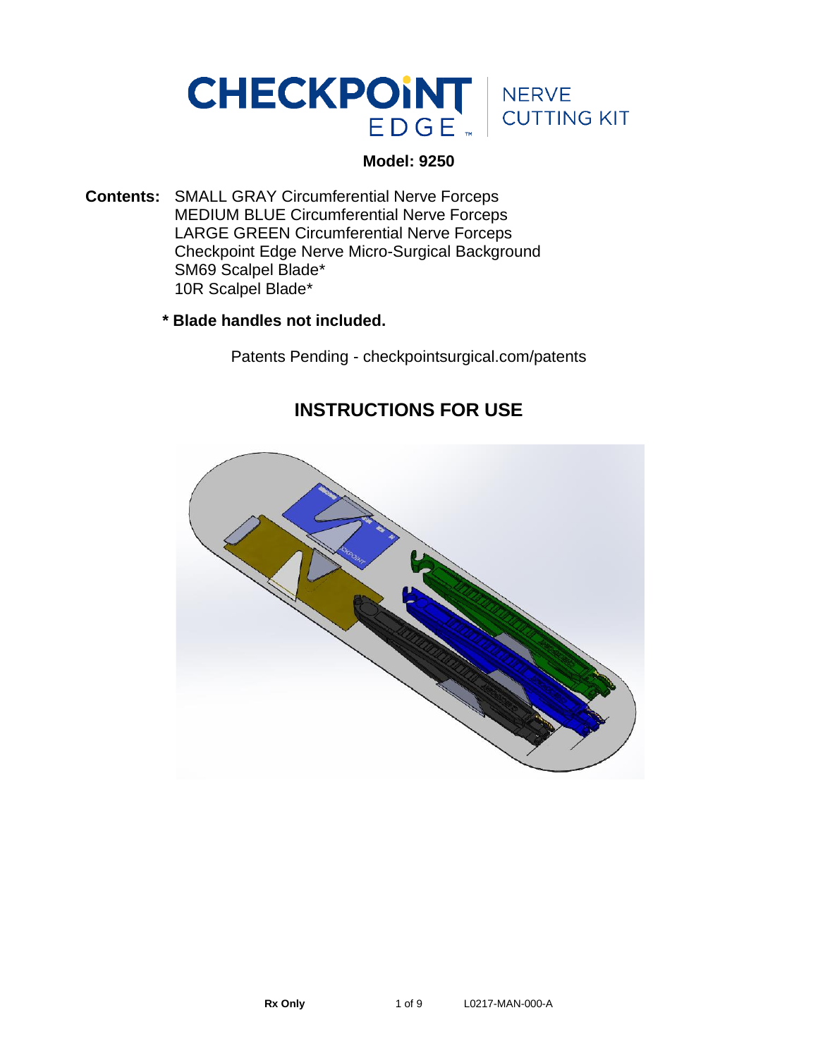# CHECKPOINT EDGE™ NERVE CUTTING KIT

**Model: 9250**

**Contents:** SMALL GRAY Circumferential Nerve Forceps
MEDIUM BLUE Circumferential Nerve Forceps
LARGE GREEN Circumferential Nerve Forceps
Checkpoint Edge Nerve Micro-Surgical Background
SM69 Scalpel Blade*
10R Scalpel Blade*

**\* Blade handles not included.**

Patents Pending - checkpointsurgical.com/patents

## INSTRUCTIONS FOR USE

**Rx Only**

L0217-MAN-000-A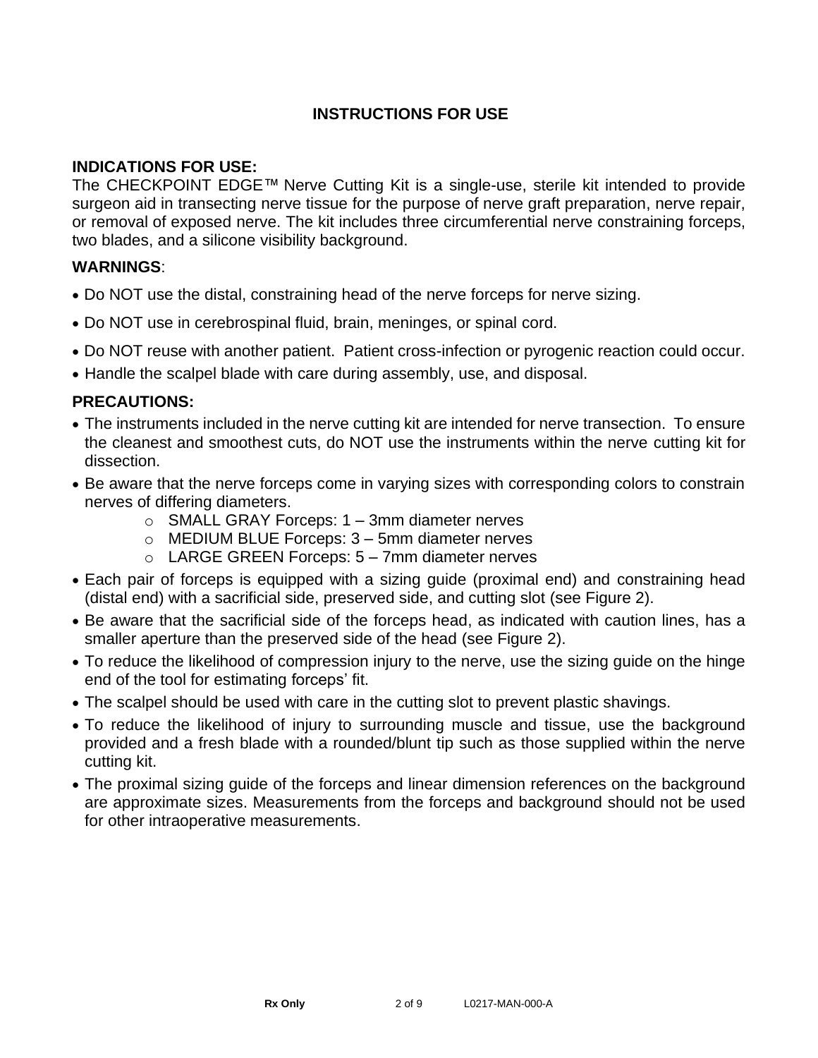# INSTRUCTIONS FOR USE

## INDICATIONS FOR USE:

The CHECKPOINT EDGE™ Nerve Cutting Kit is a single-use, sterile kit intended to provide surgeon aid in transecting nerve tissue for the purpose of nerve graft preparation, nerve repair, or removal of exposed nerve. The kit includes three circumferential nerve constraining forceps, two blades, and a silicone visibility background.

## WARNINGS:

- Do NOT use the distal, constraining head of the nerve forceps for nerve sizing.
- Do NOT use in cerebrospinal fluid, brain, meninges, or spinal cord.
- Do NOT reuse with another patient. Patient cross-infection or pyrogenic reaction could occur.
- Handle the scalpel blade with care during assembly, use, and disposal.

## PRECAUTIONS:

- The instruments included in the nerve cutting kit are intended for nerve transection. To ensure the cleanest and smoothest cuts, do NOT use the instruments within the nerve cutting kit for dissection.
- Be aware that the nerve forceps come in varying sizes with corresponding colors to constrain nerves of differing diameters.
  - SMALL GRAY Forceps: 1 – 3mm diameter nerves
  - MEDIUM BLUE Forceps: 3 – 5mm diameter nerves
  - LARGE GREEN Forceps: 5 – 7mm diameter nerves
- Each pair of forceps is equipped with a sizing guide (proximal end) and constraining head (distal end) with a sacrificial side, preserved side, and cutting slot (see Figure 2).
- Be aware that the sacrificial side of the forceps head, as indicated with caution lines, has a smaller aperture than the preserved side of the head (see Figure 2).
- To reduce the likelihood of compression injury to the nerve, use the sizing guide on the hinge end of the tool for estimating forceps' fit.
- The scalpel should be used with care in the cutting slot to prevent plastic shavings.
- To reduce the likelihood of injury to surrounding muscle and tissue, use the background provided and a fresh blade with a rounded/blunt tip such as those supplied within the nerve cutting kit.
- The proximal sizing guide of the forceps and linear dimension references on the background are approximate sizes. Measurements from the forceps and background should not be used for other intraoperative measurements.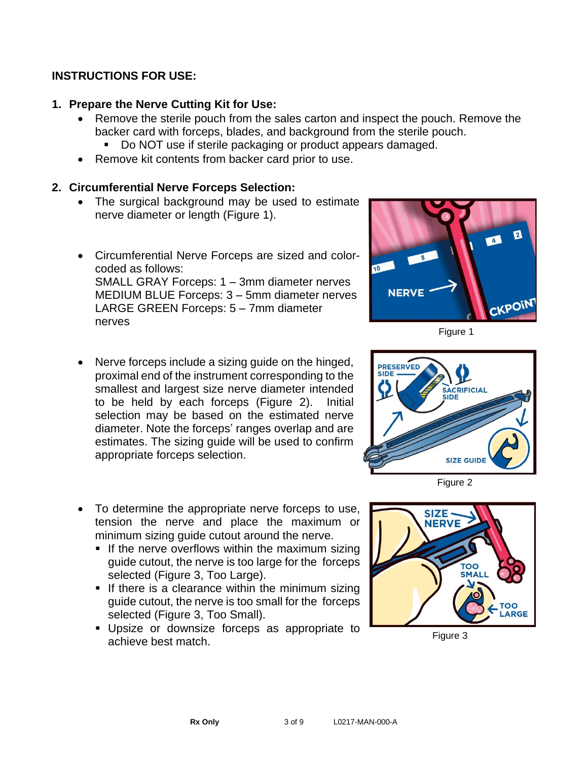## INSTRUCTIONS FOR USE:

### 1. Prepare the Nerve Cutting Kit for Use:

- Remove the sterile pouch from the sales carton and inspect the pouch. Remove the backer card with forceps, blades, and background from the sterile pouch.
  - Do NOT use if sterile packaging or product appears damaged.
- Remove kit contents from backer card prior to use.

### 2. Circumferential Nerve Forceps Selection:

- The surgical background may be used to estimate nerve diameter or length (Figure 1).

Figure 1

- Circumferential Nerve Forceps are sized and color-coded as follows:
  SMALL GRAY Forceps: 1 – 3mm diameter nerves
  MEDIUM BLUE Forceps: 3 – 5mm diameter nerves
  LARGE GREEN Forceps: 5 – 7mm diameter nerves

- Nerve forceps include a sizing guide on the hinged, proximal end of the instrument corresponding to the smallest and largest size nerve diameter intended to be held by each forceps (Figure 2). Initial selection may be based on the estimated nerve diameter. Note the forceps' ranges overlap and are estimates. The sizing guide will be used to confirm appropriate forceps selection.

Figure 2

- To determine the appropriate nerve forceps to use, tension the nerve and place the maximum or minimum sizing guide cutout around the nerve.
  - If the nerve overflows within the maximum sizing guide cutout, the nerve is too large for the forceps selected (Figure 3, Too Large).
  - If there is a clearance within the minimum sizing guide cutout, the nerve is too small for the forceps selected (Figure 3, Too Small).
  - Upsize or downsize forceps as appropriate to achieve best match.

Figure 3

**Rx Only** L0217-MAN-000-A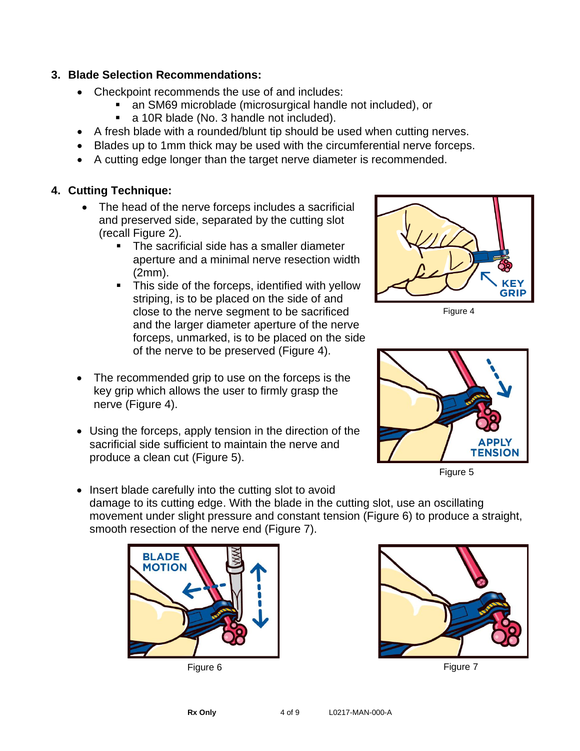### 3. Blade Selection Recommendations:

- Checkpoint recommends the use of and includes:
  - an SM69 microblade (microsurgical handle not included), or
  - a 10R blade (No. 3 handle not included).
- A fresh blade with a rounded/blunt tip should be used when cutting nerves.
- Blades up to 1mm thick may be used with the circumferential nerve forceps.
- A cutting edge longer than the target nerve diameter is recommended.

### 4. Cutting Technique:

- The head of the nerve forceps includes a sacrificial and preserved side, separated by the cutting slot (recall Figure 2).
  - The sacrificial side has a smaller diameter aperture and a minimal nerve resection width (2mm).
  - This side of the forceps, identified with yellow striping, is to be placed on the side of and close to the nerve segment to be sacrificed and the larger diameter aperture of the nerve forceps, unmarked, is to be placed on the side of the nerve to be preserved (Figure 4).

Figure 4

- The recommended grip to use on the forceps is the key grip which allows the user to firmly grasp the nerve (Figure 4).
- Using the forceps, apply tension in the direction of the sacrificial side sufficient to maintain the nerve and produce a clean cut (Figure 5).

Figure 5

- Insert blade carefully into the cutting slot to avoid damage to its cutting edge. With the blade in the cutting slot, use an oscillating movement under slight pressure and constant tension (Figure 6) to produce a straight, smooth resection of the nerve end (Figure 7).

Figure 6

Figure 7

Rx Only

L0217-MAN-000-A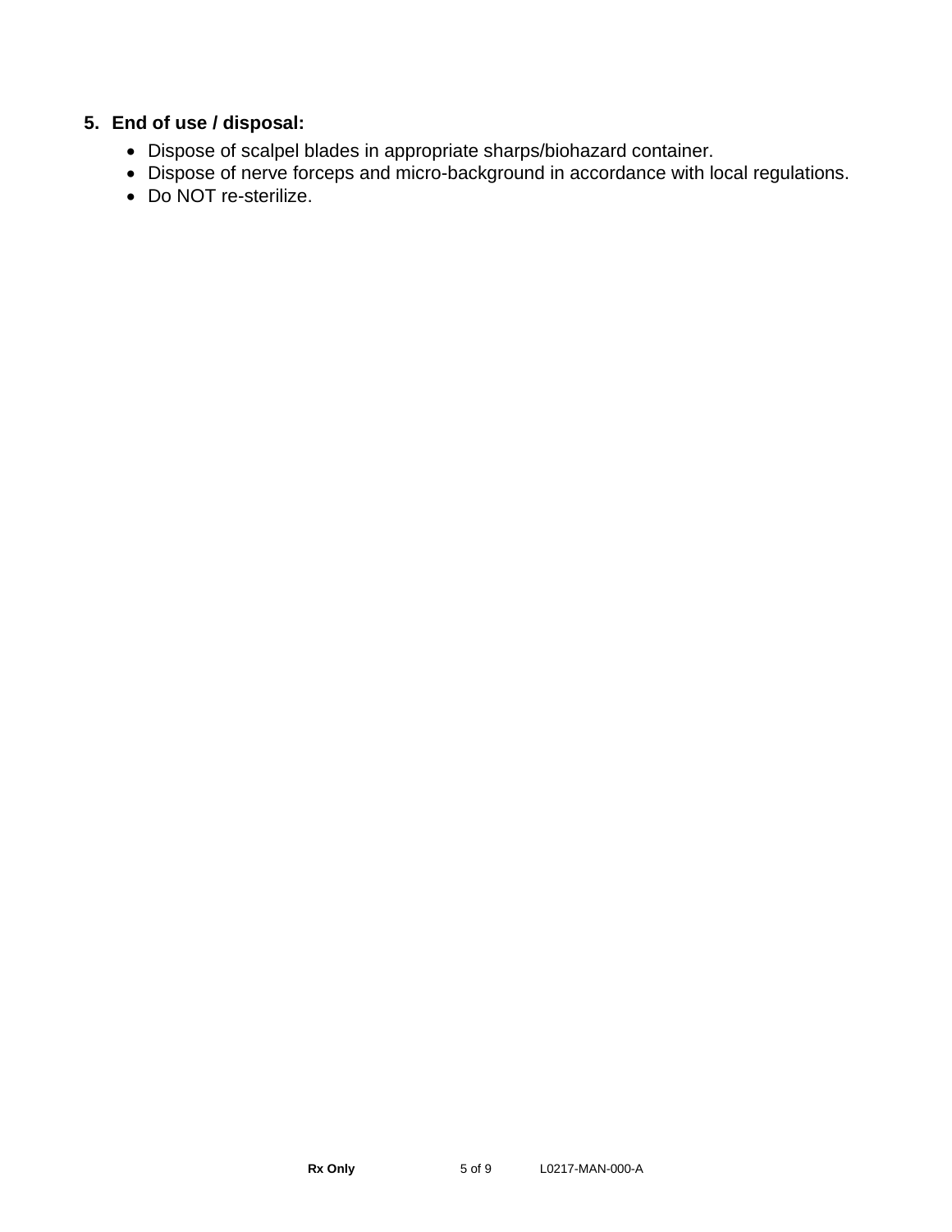5. **End of use / disposal:**
    - Dispose of scalpel blades in appropriate sharps/biohazard container.
    - Dispose of nerve forceps and micro-background in accordance with local regulations.
    - Do NOT re-sterilize.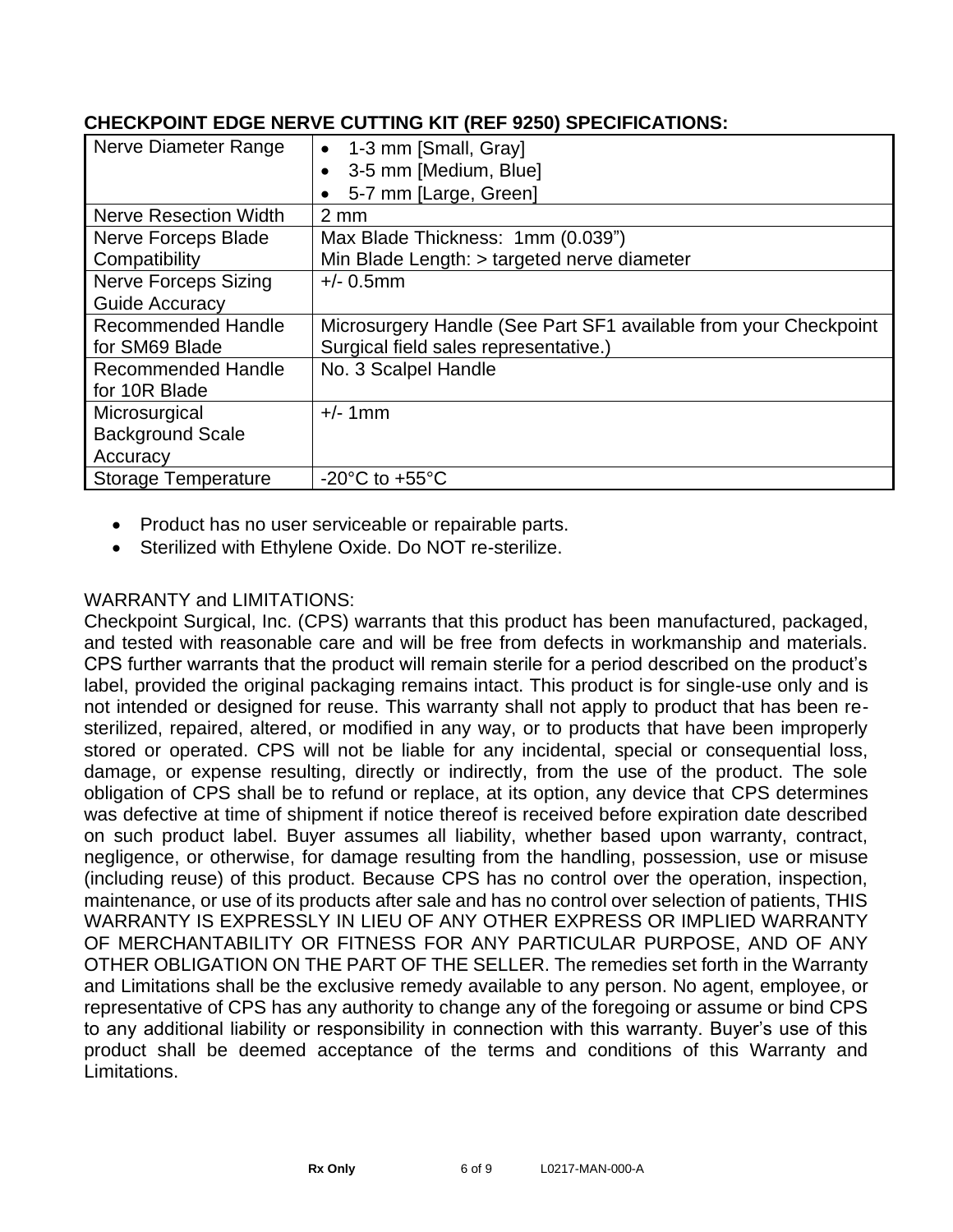**CHECKPOINT EDGE NERVE CUTTING KIT (REF 9250) SPECIFICATIONS:**

| | |
|---|---|
| Nerve Diameter Range | • 1-3 mm [Small, Gray]<br>• 3-5 mm [Medium, Blue]<br>• 5-7 mm [Large, Green] |
| Nerve Resection Width | 2 mm |
| Nerve Forceps Blade Compatibility | Max Blade Thickness: 1mm (0.039")<br>Min Blade Length: > targeted nerve diameter |
| Nerve Forceps Sizing Guide Accuracy | +/- 0.5mm |
| Recommended Handle for SM69 Blade | Microsurgery Handle (See Part SF1 available from your Checkpoint Surgical field sales representative.) |
| Recommended Handle for 10R Blade | No. 3 Scalpel Handle |
| Microsurgical Background Scale Accuracy | +/- 1mm |
| Storage Temperature | -20°C to +55°C |

- Product has no user serviceable or repairable parts.
- Sterilized with Ethylene Oxide. Do NOT re-sterilize.

WARRANTY and LIMITATIONS:

Checkpoint Surgical, Inc. (CPS) warrants that this product has been manufactured, packaged, and tested with reasonable care and will be free from defects in workmanship and materials. CPS further warrants that the product will remain sterile for a period described on the product's label, provided the original packaging remains intact. This product is for single-use only and is not intended or designed for reuse. This warranty shall not apply to product that has been re-sterilized, repaired, altered, or modified in any way, or to products that have been improperly stored or operated. CPS will not be liable for any incidental, special or consequential loss, damage, or expense resulting, directly or indirectly, from the use of the product. The sole obligation of CPS shall be to refund or replace, at its option, any device that CPS determines was defective at time of shipment if notice thereof is received before expiration date described on such product label. Buyer assumes all liability, whether based upon warranty, contract, negligence, or otherwise, for damage resulting from the handling, possession, use or misuse (including reuse) of this product. Because CPS has no control over the operation, inspection, maintenance, or use of its products after sale and has no control over selection of patients, THIS WARRANTY IS EXPRESSLY IN LIEU OF ANY OTHER EXPRESS OR IMPLIED WARRANTY OF MERCHANTABILITY OR FITNESS FOR ANY PARTICULAR PURPOSE, AND OF ANY OTHER OBLIGATION ON THE PART OF THE SELLER. The remedies set forth in the Warranty and Limitations shall be the exclusive remedy available to any person. No agent, employee, or representative of CPS has any authority to change any of the foregoing or assume or bind CPS to any additional liability or responsibility in connection with this warranty. Buyer's use of this product shall be deemed acceptance of the terms and conditions of this Warranty and Limitations.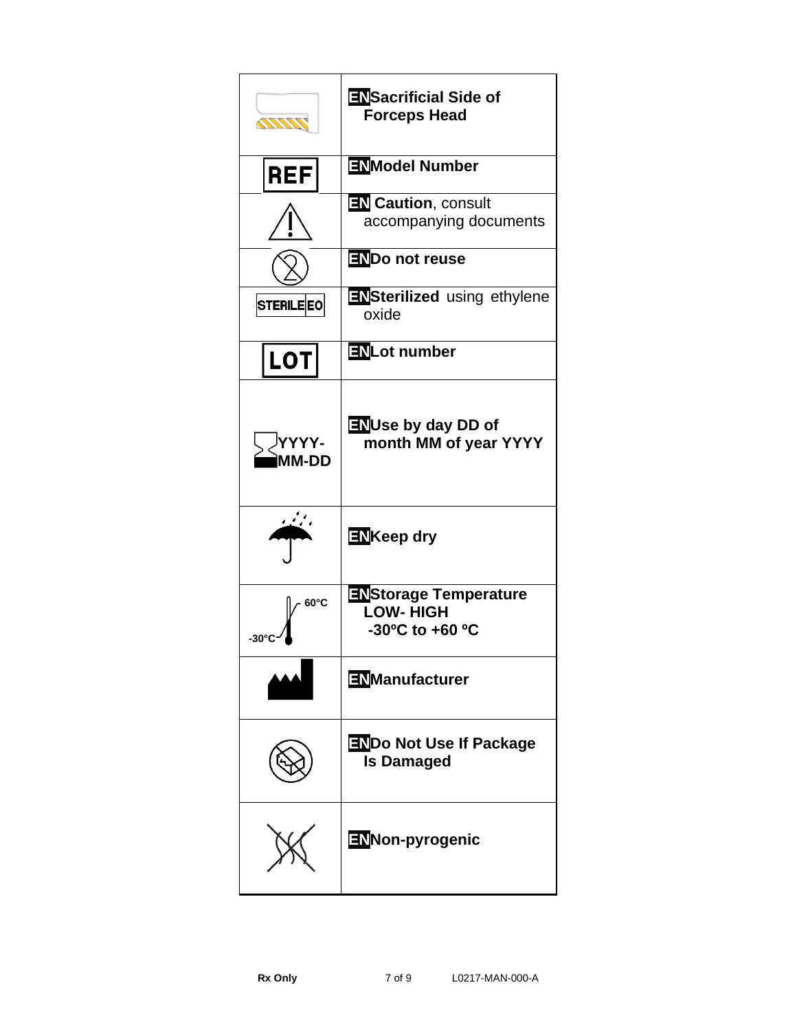| | |
|---|---|
| | **EN** **Sacrificial Side of Forceps Head** |
| REF | **EN** **Model Number** |
| | **EN** **Caution**, consult accompanying documents |
| | **EN** **Do not reuse** |
| STERILE EO | **EN** **Sterilized** using ethylene oxide |
| LOT | **EN** **Lot number** |
| YYYY-MM-DD | **EN** **Use by day DD of month MM of year YYYY** |
| | **EN** **Keep dry** |
| 60°C -30°C | **EN** **Storage Temperature LOW- HIGH -30ºC to +60 ºC** |
| | **EN** **Manufacturer** |
| | **EN** **Do Not Use If Package Is Damaged** |
| | **EN** **Non-pyrogenic** |

**Rx Only** L0217-MAN-000-A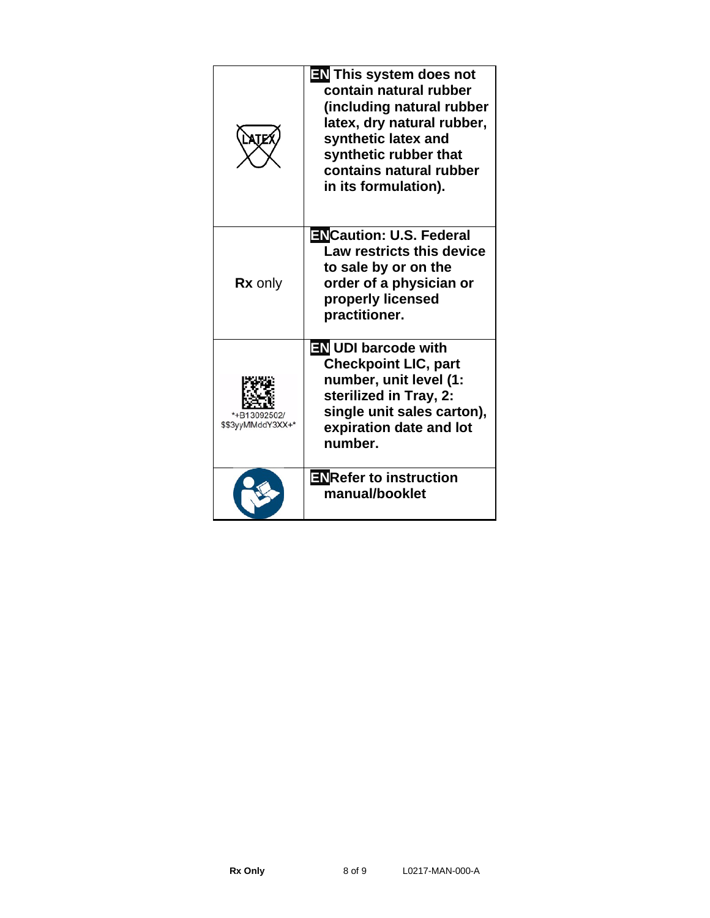| | |
|---|---|
| LATEX | **EN This system does not contain natural rubber (including natural rubber latex, dry natural rubber, synthetic latex and synthetic rubber that contains natural rubber in its formulation).** |
| **Rx** only | **EN Caution: U.S. Federal Law restricts this device to sale by or on the order of a physician or properly licensed practitioner.** |
| *+B13092502/ $$3yyMMddY3XX+* | **EN UDI barcode with Checkpoint LIC, part number, unit level (1: sterilized in Tray, 2: single unit sales carton), expiration date and lot number.** |
| | **EN Refer to instruction manual/booklet** |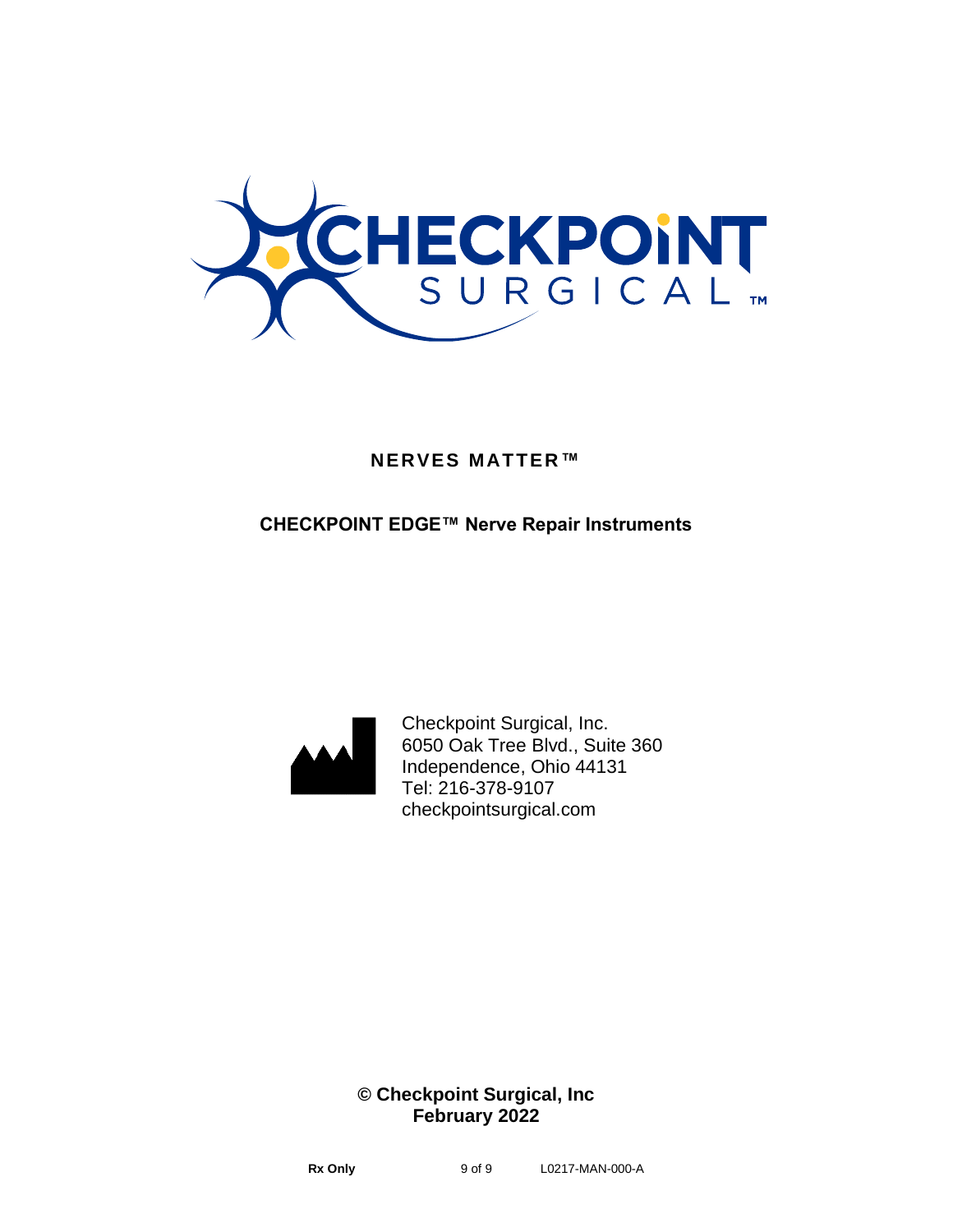CHECKPOINT SURGICAL™

**NERVES MATTER™**

**CHECKPOINT EDGE™ Nerve Repair Instruments**

Checkpoint Surgical, Inc.
6050 Oak Tree Blvd., Suite 360
Independence, Ohio 44131
Tel: 216-378-9107
checkpointsurgical.com

**© Checkpoint Surgical, Inc**
**February 2022**

**Rx Only** L0217-MAN-000-A